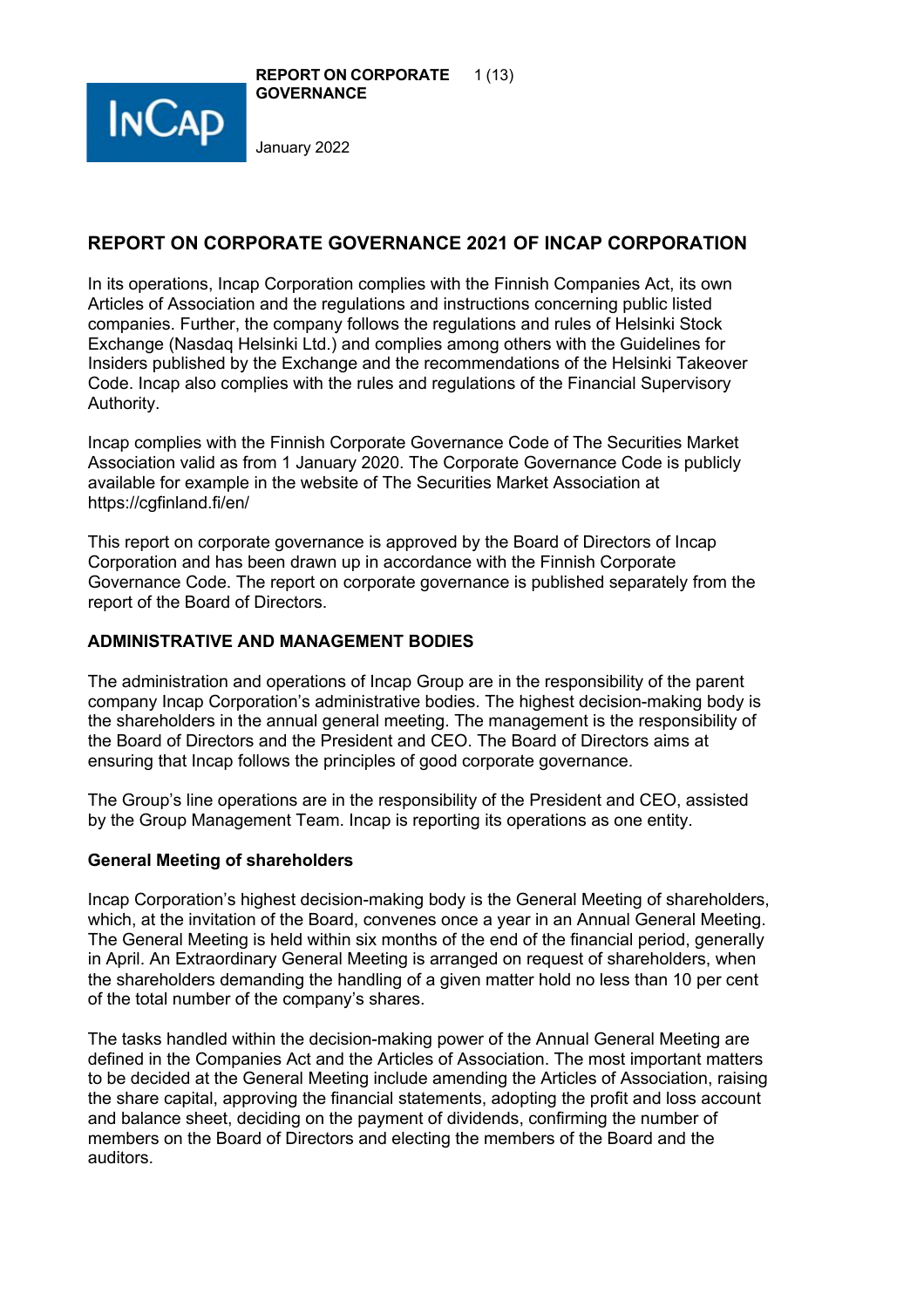# REPORT ON CORPORATE GOVERNANCE 2021 OF INCAP CORPORATION

In its operations, Incap Corporation complies with the Finnish Companies Act, its own Articles of Association and the regulations and instructions concerning public listed companies. Further, the company follows the regulations and rules of Helsinki Stock Exchange (Nasdaq Helsinki Ltd.) and complies among others with the Guidelines for Insiders published by the Exchange and the recommendations of the Helsinki Takeover Code. Incap also complies with the rules and regulations of the Financial Supervisory Authority.

Incap complies with the Finnish Corporate Governance Code of The Securities Market Association valid as from 1 January 2020. The Corporate Governance Code is publicly available for example in the website of The Securities Market Association at https://cgfinland.fi/en/

This report on corporate governance is approved by the Board of Directors of Incap Corporation and has been drawn up in accordance with the Finnish Corporate Governance Code. The report on corporate governance is published separately from the report of the Board of Directors.

## ADMINISTRATIVE AND MANAGEMENT BODIES

The administration and operations of Incap Group are in the responsibility of the parent company Incap Corporation's administrative bodies. The highest decision-making body is the shareholders in the annual general meeting. The management is the responsibility of the Board of Directors and the President and CEO. The Board of Directors aims at ensuring that Incap follows the principles of good corporate governance.

The Group's line operations are in the responsibility of the President and CEO, assisted by the Group Management Team. Incap is reporting its operations as one entity.

### General Meeting of shareholders

Incap Corporation's highest decision-making body is the General Meeting of shareholders, which, at the invitation of the Board, convenes once a year in an Annual General Meeting. The General Meeting is held within six months of the end of the financial period, generally in April. An Extraordinary General Meeting is arranged on request of shareholders, when the shareholders demanding the handling of a given matter hold no less than 10 per cent of the total number of the company's shares.

The tasks handled within the decision-making power of the Annual General Meeting are defined in the Companies Act and the Articles of Association. The most important matters to be decided at the General Meeting include amending the Articles of Association, raising the share capital, approving the financial statements, adopting the profit and loss account and balance sheet, deciding on the payment of dividends, confirming the number of members on the Board of Directors and electing the members of the Board and the auditors.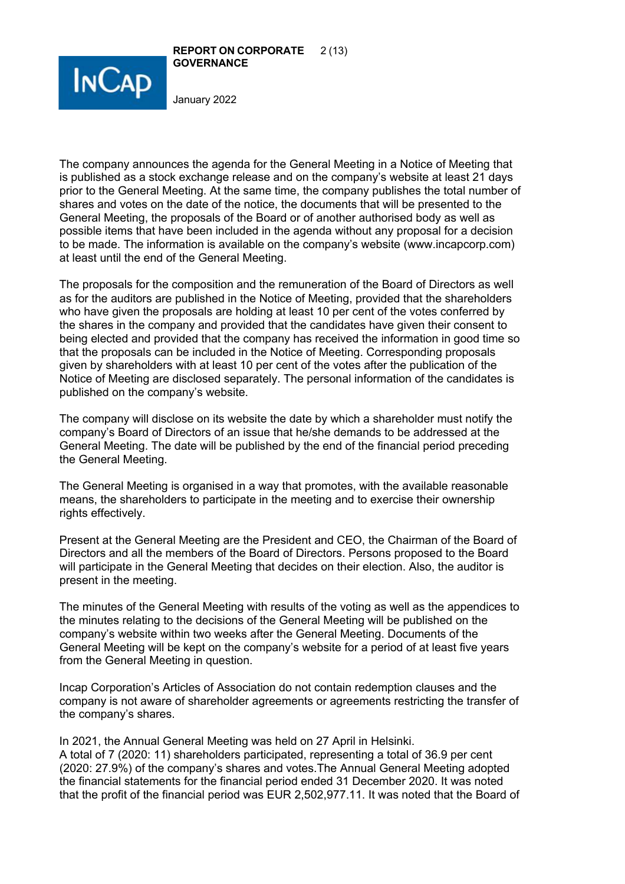The company announces the agenda for the General Meeting in a Notice of Meeting that is published as a stock exchange release and on the company's website at least 21 days prior to the General Meeting. At the same time, the company publishes the total number of shares and votes on the date of the notice, the documents that will be presented to the General Meeting, the proposals of the Board or of another authorised body as well as possible items that have been included in the agenda without any proposal for a decision to be made. The information is available on the company's website (www.incapcorp.com) at least until the end of the General Meeting.

The proposals for the composition and the remuneration of the Board of Directors as well as for the auditors are published in the Notice of Meeting, provided that the shareholders who have given the proposals are holding at least 10 per cent of the votes conferred by the shares in the company and provided that the candidates have given their consent to being elected and provided that the company has received the information in good time so that the proposals can be included in the Notice of Meeting. Corresponding proposals given by shareholders with at least 10 per cent of the votes after the publication of the Notice of Meeting are disclosed separately. The personal information of the candidates is published on the company's website.

The company will disclose on its website the date by which a shareholder must notify the company's Board of Directors of an issue that he/she demands to be addressed at the General Meeting. The date will be published by the end of the financial period preceding the General Meeting.

The General Meeting is organised in a way that promotes, with the available reasonable means, the shareholders to participate in the meeting and to exercise their ownership rights effectively.

Present at the General Meeting are the President and CEO, the Chairman of the Board of Directors and all the members of the Board of Directors. Persons proposed to the Board will participate in the General Meeting that decides on their election. Also, the auditor is present in the meeting.

The minutes of the General Meeting with results of the voting as well as the appendices to the minutes relating to the decisions of the General Meeting will be published on the company's website within two weeks after the General Meeting. Documents of the General Meeting will be kept on the company's website for a period of at least five years from the General Meeting in question.

Incap Corporation's Articles of Association do not contain redemption clauses and the company is not aware of shareholder agreements or agreements restricting the transfer of the company's shares.

In 2021, the Annual General Meeting was held on 27 April in Helsinki.
A total of 7 (2020: 11) shareholders participated, representing a total of 36.9 per cent (2020: 27.9%) of the company's shares and votes.The Annual General Meeting adopted the financial statements for the financial period ended 31 December 2020. It was noted that the profit of the financial period was EUR 2,502,977.11. It was noted that the Board of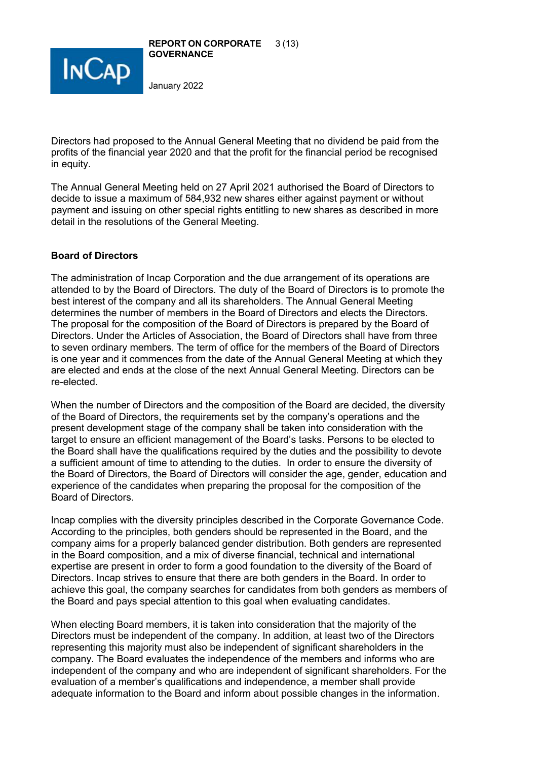Directors had proposed to the Annual General Meeting that no dividend be paid from the profits of the financial year 2020 and that the profit for the financial period be recognised in equity.

The Annual General Meeting held on 27 April 2021 authorised the Board of Directors to decide to issue a maximum of 584,932 new shares either against payment or without payment and issuing on other special rights entitling to new shares as described in more detail in the resolutions of the General Meeting.

**Board of Directors**

The administration of Incap Corporation and the due arrangement of its operations are attended to by the Board of Directors. The duty of the Board of Directors is to promote the best interest of the company and all its shareholders. The Annual General Meeting determines the number of members in the Board of Directors and elects the Directors. The proposal for the composition of the Board of Directors is prepared by the Board of Directors. Under the Articles of Association, the Board of Directors shall have from three to seven ordinary members. The term of office for the members of the Board of Directors is one year and it commences from the date of the Annual General Meeting at which they are elected and ends at the close of the next Annual General Meeting. Directors can be re-elected.

When the number of Directors and the composition of the Board are decided, the diversity of the Board of Directors, the requirements set by the company's operations and the present development stage of the company shall be taken into consideration with the target to ensure an efficient management of the Board's tasks. Persons to be elected to the Board shall have the qualifications required by the duties and the possibility to devote a sufficient amount of time to attending to the duties. In order to ensure the diversity of the Board of Directors, the Board of Directors will consider the age, gender, education and experience of the candidates when preparing the proposal for the composition of the Board of Directors.

Incap complies with the diversity principles described in the Corporate Governance Code. According to the principles, both genders should be represented in the Board, and the company aims for a properly balanced gender distribution. Both genders are represented in the Board composition, and a mix of diverse financial, technical and international expertise are present in order to form a good foundation to the diversity of the Board of Directors. Incap strives to ensure that there are both genders in the Board. In order to achieve this goal, the company searches for candidates from both genders as members of the Board and pays special attention to this goal when evaluating candidates.

When electing Board members, it is taken into consideration that the majority of the Directors must be independent of the company. In addition, at least two of the Directors representing this majority must also be independent of significant shareholders in the company. The Board evaluates the independence of the members and informs who are independent of the company and who are independent of significant shareholders. For the evaluation of a member's qualifications and independence, a member shall provide adequate information to the Board and inform about possible changes in the information.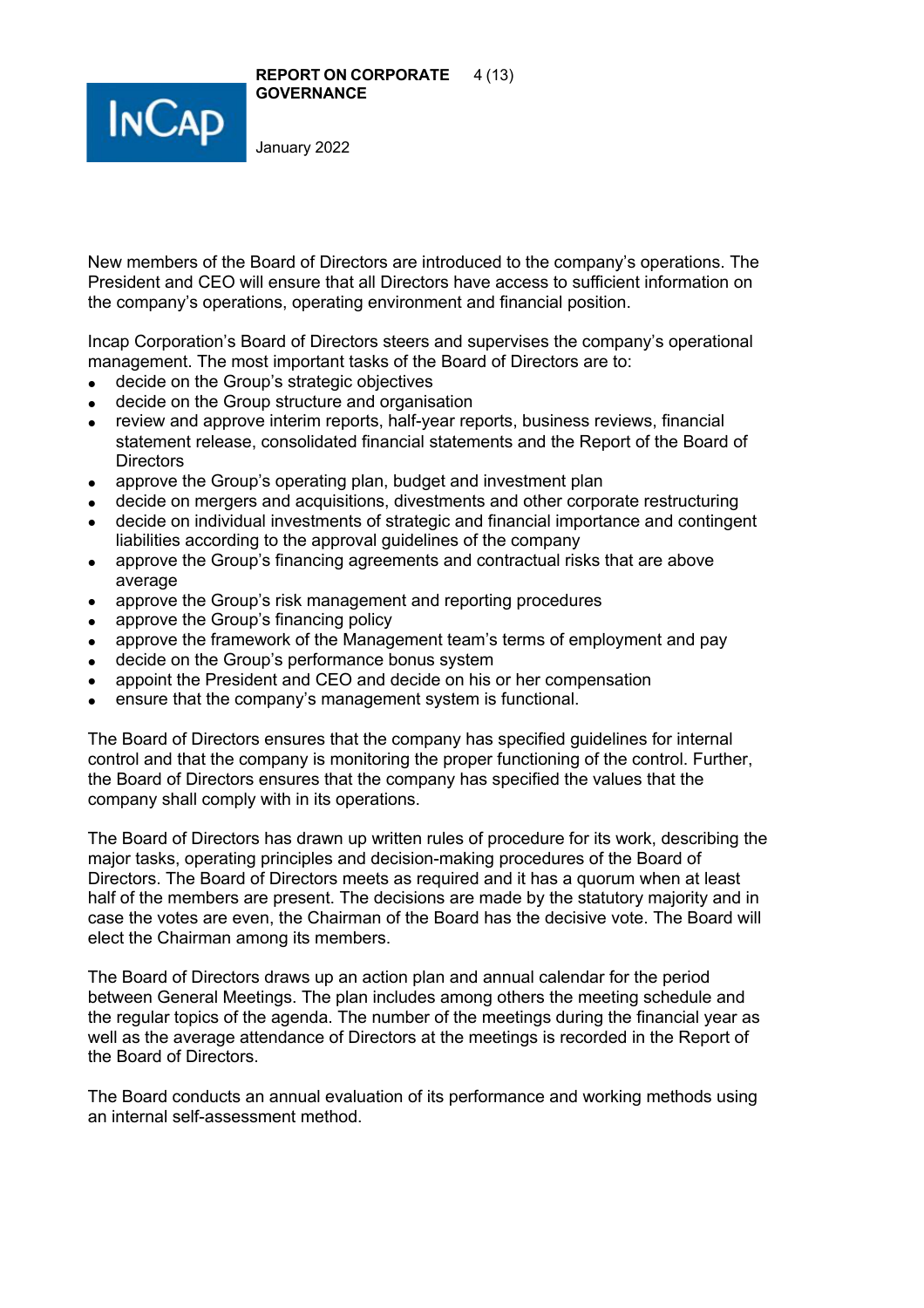New members of the Board of Directors are introduced to the company's operations. The President and CEO will ensure that all Directors have access to sufficient information on the company's operations, operating environment and financial position.

Incap Corporation's Board of Directors steers and supervises the company's operational management. The most important tasks of the Board of Directors are to:

- decide on the Group's strategic objectives
- decide on the Group structure and organisation
- review and approve interim reports, half-year reports, business reviews, financial statement release, consolidated financial statements and the Report of the Board of Directors
- approve the Group's operating plan, budget and investment plan
- decide on mergers and acquisitions, divestments and other corporate restructuring
- decide on individual investments of strategic and financial importance and contingent liabilities according to the approval guidelines of the company
- approve the Group's financing agreements and contractual risks that are above average
- approve the Group's risk management and reporting procedures
- approve the Group's financing policy
- approve the framework of the Management team's terms of employment and pay
- decide on the Group's performance bonus system
- appoint the President and CEO and decide on his or her compensation
- ensure that the company's management system is functional.

The Board of Directors ensures that the company has specified guidelines for internal control and that the company is monitoring the proper functioning of the control. Further, the Board of Directors ensures that the company has specified the values that the company shall comply with in its operations.

The Board of Directors has drawn up written rules of procedure for its work, describing the major tasks, operating principles and decision-making procedures of the Board of Directors. The Board of Directors meets as required and it has a quorum when at least half of the members are present. The decisions are made by the statutory majority and in case the votes are even, the Chairman of the Board has the decisive vote. The Board will elect the Chairman among its members.

The Board of Directors draws up an action plan and annual calendar for the period between General Meetings. The plan includes among others the meeting schedule and the regular topics of the agenda. The number of the meetings during the financial year as well as the average attendance of Directors at the meetings is recorded in the Report of the Board of Directors.

The Board conducts an annual evaluation of its performance and working methods using an internal self-assessment method.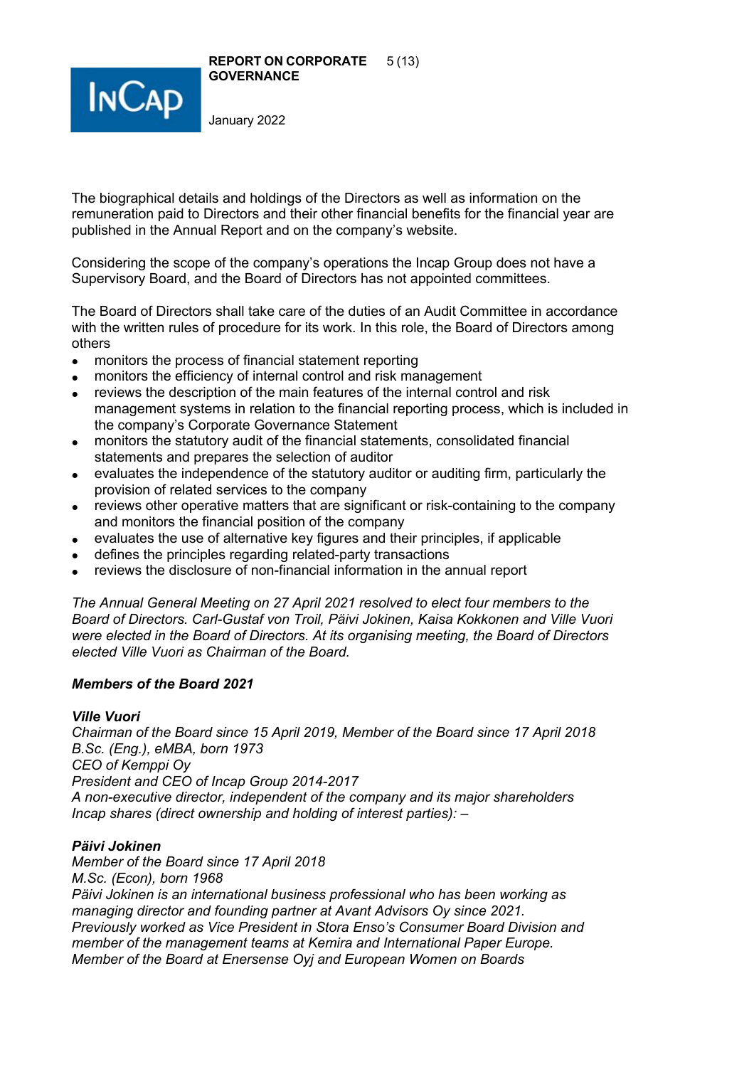The biographical details and holdings of the Directors as well as information on the remuneration paid to Directors and their other financial benefits for the financial year are published in the Annual Report and on the company's website.

Considering the scope of the company's operations the Incap Group does not have a Supervisory Board, and the Board of Directors has not appointed committees.

The Board of Directors shall take care of the duties of an Audit Committee in accordance with the written rules of procedure for its work. In this role, the Board of Directors among others

- monitors the process of financial statement reporting
- monitors the efficiency of internal control and risk management
- reviews the description of the main features of the internal control and risk management systems in relation to the financial reporting process, which is included in the company's Corporate Governance Statement
- monitors the statutory audit of the financial statements, consolidated financial statements and prepares the selection of auditor
- evaluates the independence of the statutory auditor or auditing firm, particularly the provision of related services to the company
- reviews other operative matters that are significant or risk-containing to the company and monitors the financial position of the company
- evaluates the use of alternative key figures and their principles, if applicable
- defines the principles regarding related-party transactions
- reviews the disclosure of non-financial information in the annual report

*The Annual General Meeting on 27 April 2021 resolved to elect four members to the Board of Directors. Carl-Gustaf von Troil, Päivi Jokinen, Kaisa Kokkonen and Ville Vuori were elected in the Board of Directors. At its organising meeting, the Board of Directors elected Ville Vuori as Chairman of the Board.*

***Members of the Board 2021***

***Ville Vuori***
*Chairman of the Board since 15 April 2019, Member of the Board since 17 April 2018*
*B.Sc. (Eng.), eMBA, born 1973*
*CEO of Kemppi Oy*
*President and CEO of Incap Group 2014-2017*
*A non-executive director, independent of the company and its major shareholders*
*Incap shares (direct ownership and holding of interest parties): –*

***Päivi Jokinen***
*Member of the Board since 17 April 2018*
*M.Sc. (Econ), born 1968*
*Päivi Jokinen is an international business professional who has been working as managing director and founding partner at Avant Advisors Oy since 2021.*
*Previously worked as Vice President in Stora Enso's Consumer Board Division and member of the management teams at Kemira and International Paper Europe.*
*Member of the Board at Enersense Oyj and European Women on Boards*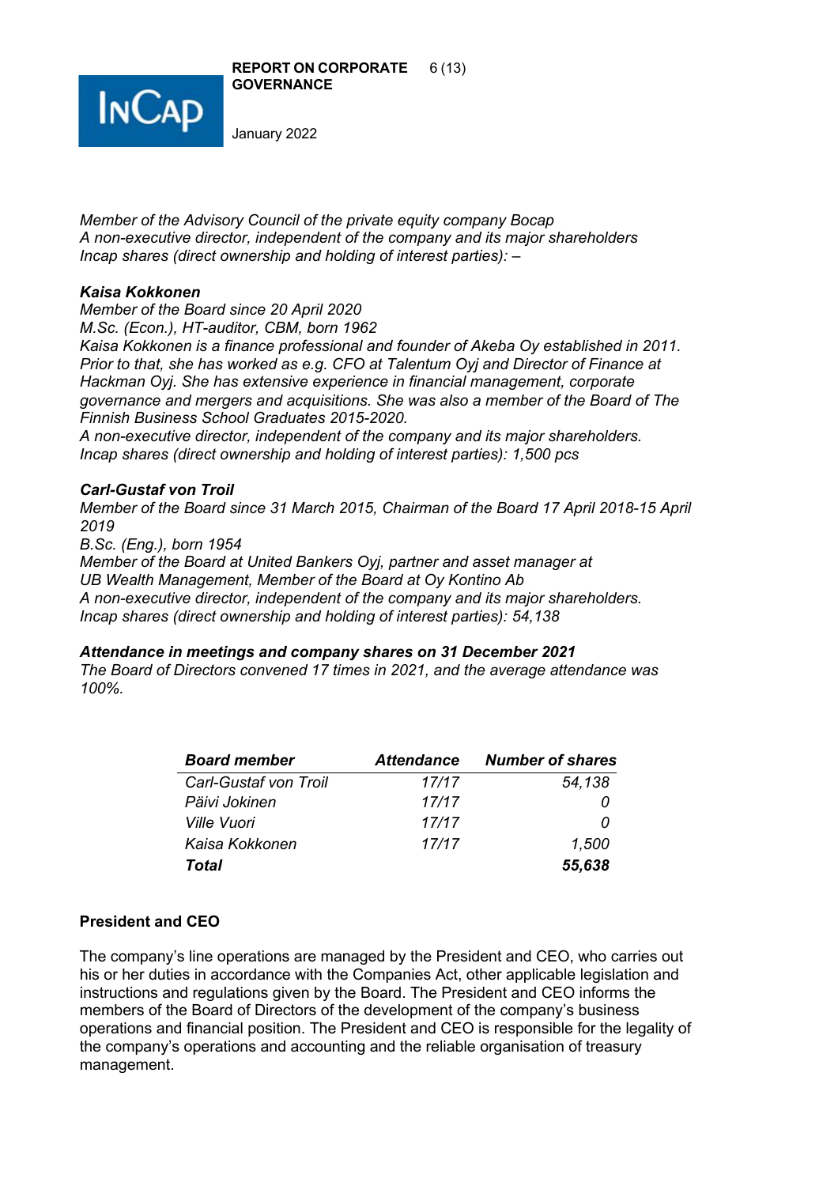*Member of the Advisory Council of the private equity company Bocap*
*A non-executive director, independent of the company and its major shareholders*
*Incap shares (direct ownership and holding of interest parties): –*

***Kaisa Kokkonen***
*Member of the Board since 20 April 2020*
*M.Sc. (Econ.), HT-auditor, CBM, born 1962*
*Kaisa Kokkonen is a finance professional and founder of Akeba Oy established in 2011. Prior to that, she has worked as e.g. CFO at Talentum Oyj and Director of Finance at Hackman Oyj. She has extensive experience in financial management, corporate governance and mergers and acquisitions. She was also a member of the Board of The Finnish Business School Graduates 2015-2020.*
*A non-executive director, independent of the company and its major shareholders.*
*Incap shares (direct ownership and holding of interest parties): 1,500 pcs*

***Carl-Gustaf von Troil***
*Member of the Board since 31 March 2015, Chairman of the Board 17 April 2018-15 April 2019*
*B.Sc. (Eng.), born 1954*
*Member of the Board at United Bankers Oyj, partner and asset manager at UB Wealth Management, Member of the Board at Oy Kontino Ab*
*A non-executive director, independent of the company and its major shareholders.*
*Incap shares (direct ownership and holding of interest parties): 54,138*

***Attendance in meetings and company shares on 31 December 2021***
*The Board of Directors convened 17 times in 2021, and the average attendance was 100%.*

| ***Board member*** | ***Attendance*** | ***Number of shares*** |
|---|---|---|
| *Carl-Gustaf von Troil* | *17/17* | *54,138* |
| *Päivi Jokinen* | *17/17* | *0* |
| *Ville Vuori* | *17/17* | *0* |
| *Kaisa Kokkonen* | *17/17* | *1,500* |
| ***Total*** | | ***55,638*** |

**President and CEO**

The company's line operations are managed by the President and CEO, who carries out his or her duties in accordance with the Companies Act, other applicable legislation and instructions and regulations given by the Board. The President and CEO informs the members of the Board of Directors of the development of the company's business operations and financial position. The President and CEO is responsible for the legality of the company's operations and accounting and the reliable organisation of treasury management.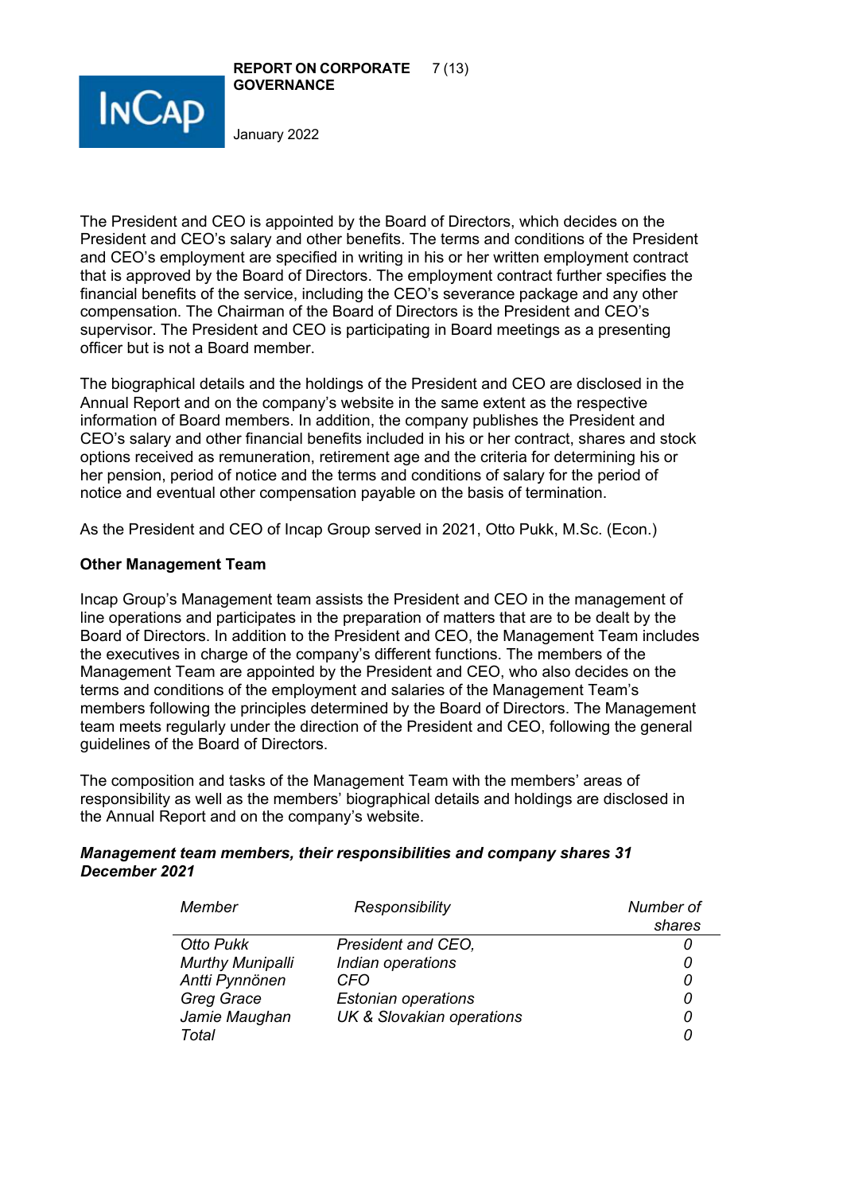The President and CEO is appointed by the Board of Directors, which decides on the President and CEO's salary and other benefits. The terms and conditions of the President and CEO's employment are specified in writing in his or her written employment contract that is approved by the Board of Directors. The employment contract further specifies the financial benefits of the service, including the CEO's severance package and any other compensation. The Chairman of the Board of Directors is the President and CEO's supervisor. The President and CEO is participating in Board meetings as a presenting officer but is not a Board member.

The biographical details and the holdings of the President and CEO are disclosed in the Annual Report and on the company's website in the same extent as the respective information of Board members. In addition, the company publishes the President and CEO's salary and other financial benefits included in his or her contract, shares and stock options received as remuneration, retirement age and the criteria for determining his or her pension, period of notice and the terms and conditions of salary for the period of notice and eventual other compensation payable on the basis of termination.

As the President and CEO of Incap Group served in 2021, Otto Pukk, M.Sc. (Econ.)

**Other Management Team**

Incap Group's Management team assists the President and CEO in the management of line operations and participates in the preparation of matters that are to be dealt by the Board of Directors. In addition to the President and CEO, the Management Team includes the executives in charge of the company's different functions. The members of the Management Team are appointed by the President and CEO, who also decides on the terms and conditions of the employment and salaries of the Management Team's members following the principles determined by the Board of Directors. The Management team meets regularly under the direction of the President and CEO, following the general guidelines of the Board of Directors.

The composition and tasks of the Management Team with the members' areas of responsibility as well as the members' biographical details and holdings are disclosed in the Annual Report and on the company's website.

***Management team members, their responsibilities and company shares 31 December 2021***

| *Member* | *Responsibility* | *Number of shares* |
|---|---|---|
| *Otto Pukk* | *President and CEO,* | *0* |
| *Murthy Munipalli* | *Indian operations* | *0* |
| *Antti Pynnönen* | *CFO* | *0* |
| *Greg Grace* | *Estonian operations* | *0* |
| *Jamie Maughan* | *UK & Slovakian operations* | *0* |
| *Total* | | *0* |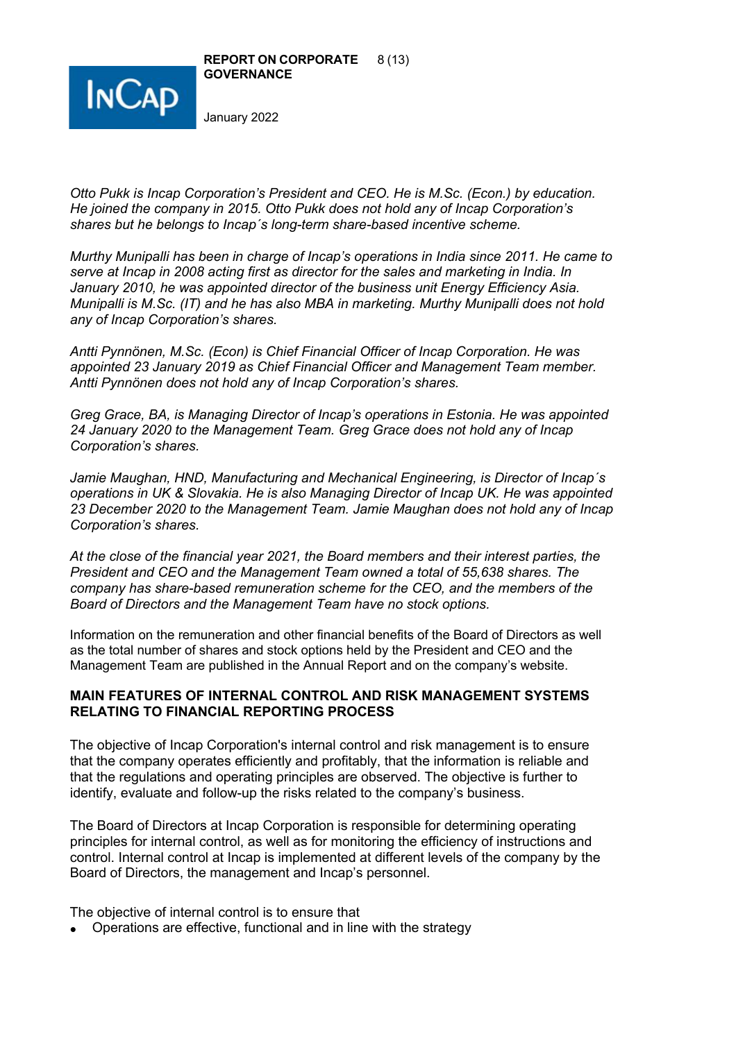*Otto Pukk is Incap Corporation's President and CEO. He is M.Sc. (Econ.) by education. He joined the company in 2015. Otto Pukk does not hold any of Incap Corporation's shares but he belongs to Incap´s long-term share-based incentive scheme.*

*Murthy Munipalli has been in charge of Incap's operations in India since 2011. He came to serve at Incap in 2008 acting first as director for the sales and marketing in India. In January 2010, he was appointed director of the business unit Energy Efficiency Asia. Munipalli is M.Sc. (IT) and he has also MBA in marketing. Murthy Munipalli does not hold any of Incap Corporation's shares.*

*Antti Pynnönen, M.Sc. (Econ) is Chief Financial Officer of Incap Corporation. He was appointed 23 January 2019 as Chief Financial Officer and Management Team member. Antti Pynnönen does not hold any of Incap Corporation's shares.*

*Greg Grace, BA, is Managing Director of Incap's operations in Estonia. He was appointed 24 January 2020 to the Management Team. Greg Grace does not hold any of Incap Corporation's shares.*

*Jamie Maughan, HND, Manufacturing and Mechanical Engineering, is Director of Incap´s operations in UK & Slovakia. He is also Managing Director of Incap UK. He was appointed 23 December 2020 to the Management Team. Jamie Maughan does not hold any of Incap Corporation's shares.*

*At the close of the financial year 2021, the Board members and their interest parties, the President and CEO and the Management Team owned a total of 55,638 shares. The company has share-based remuneration scheme for the CEO, and the members of the Board of Directors and the Management Team have no stock options.*

Information on the remuneration and other financial benefits of the Board of Directors as well as the total number of shares and stock options held by the President and CEO and the Management Team are published in the Annual Report and on the company's website.

## MAIN FEATURES OF INTERNAL CONTROL AND RISK MANAGEMENT SYSTEMS RELATING TO FINANCIAL REPORTING PROCESS

The objective of Incap Corporation's internal control and risk management is to ensure that the company operates efficiently and profitably, that the information is reliable and that the regulations and operating principles are observed. The objective is further to identify, evaluate and follow-up the risks related to the company's business.

The Board of Directors at Incap Corporation is responsible for determining operating principles for internal control, as well as for monitoring the efficiency of instructions and control. Internal control at Incap is implemented at different levels of the company by the Board of Directors, the management and Incap's personnel.

The objective of internal control is to ensure that

- Operations are effective, functional and in line with the strategy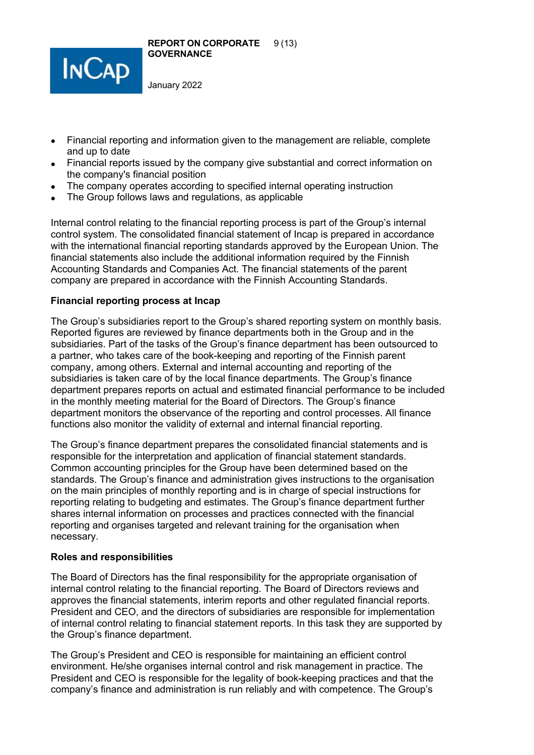- Financial reporting and information given to the management are reliable, complete and up to date
- Financial reports issued by the company give substantial and correct information on the company's financial position
- The company operates according to specified internal operating instruction
- The Group follows laws and regulations, as applicable

Internal control relating to the financial reporting process is part of the Group's internal control system. The consolidated financial statement of Incap is prepared in accordance with the international financial reporting standards approved by the European Union. The financial statements also include the additional information required by the Finnish Accounting Standards and Companies Act. The financial statements of the parent company are prepared in accordance with the Finnish Accounting Standards.

**Financial reporting process at Incap**

The Group's subsidiaries report to the Group's shared reporting system on monthly basis. Reported figures are reviewed by finance departments both in the Group and in the subsidiaries. Part of the tasks of the Group's finance department has been outsourced to a partner, who takes care of the book-keeping and reporting of the Finnish parent company, among others. External and internal accounting and reporting of the subsidiaries is taken care of by the local finance departments. The Group's finance department prepares reports on actual and estimated financial performance to be included in the monthly meeting material for the Board of Directors. The Group's finance department monitors the observance of the reporting and control processes. All finance functions also monitor the validity of external and internal financial reporting.

The Group's finance department prepares the consolidated financial statements and is responsible for the interpretation and application of financial statement standards. Common accounting principles for the Group have been determined based on the standards. The Group's finance and administration gives instructions to the organisation on the main principles of monthly reporting and is in charge of special instructions for reporting relating to budgeting and estimates. The Group's finance department further shares internal information on processes and practices connected with the financial reporting and organises targeted and relevant training for the organisation when necessary.

**Roles and responsibilities**

The Board of Directors has the final responsibility for the appropriate organisation of internal control relating to the financial reporting. The Board of Directors reviews and approves the financial statements, interim reports and other regulated financial reports. President and CEO, and the directors of subsidiaries are responsible for implementation of internal control relating to financial statement reports. In this task they are supported by the Group's finance department.

The Group's President and CEO is responsible for maintaining an efficient control environment. He/she organises internal control and risk management in practice. The President and CEO is responsible for the legality of book-keeping practices and that the company's finance and administration is run reliably and with competence. The Group's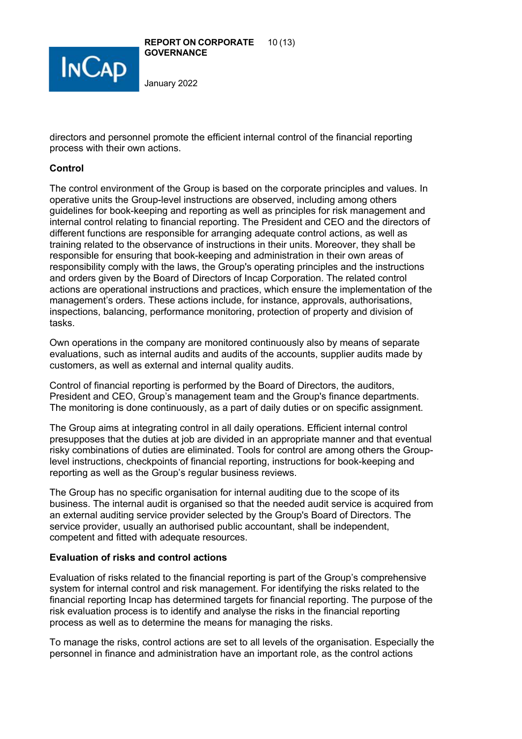directors and personnel promote the efficient internal control of the financial reporting process with their own actions.

**Control**

The control environment of the Group is based on the corporate principles and values. In operative units the Group-level instructions are observed, including among others guidelines for book-keeping and reporting as well as principles for risk management and internal control relating to financial reporting. The President and CEO and the directors of different functions are responsible for arranging adequate control actions, as well as training related to the observance of instructions in their units. Moreover, they shall be responsible for ensuring that book-keeping and administration in their own areas of responsibility comply with the laws, the Group's operating principles and the instructions and orders given by the Board of Directors of Incap Corporation. The related control actions are operational instructions and practices, which ensure the implementation of the management's orders. These actions include, for instance, approvals, authorisations, inspections, balancing, performance monitoring, protection of property and division of tasks.

Own operations in the company are monitored continuously also by means of separate evaluations, such as internal audits and audits of the accounts, supplier audits made by customers, as well as external and internal quality audits.

Control of financial reporting is performed by the Board of Directors, the auditors, President and CEO, Group's management team and the Group's finance departments. The monitoring is done continuously, as a part of daily duties or on specific assignment.

The Group aims at integrating control in all daily operations. Efficient internal control presupposes that the duties at job are divided in an appropriate manner and that eventual risky combinations of duties are eliminated. Tools for control are among others the Group-level instructions, checkpoints of financial reporting, instructions for book-keeping and reporting as well as the Group's regular business reviews.

The Group has no specific organisation for internal auditing due to the scope of its business. The internal audit is organised so that the needed audit service is acquired from an external auditing service provider selected by the Group's Board of Directors. The service provider, usually an authorised public accountant, shall be independent, competent and fitted with adequate resources.

**Evaluation of risks and control actions**

Evaluation of risks related to the financial reporting is part of the Group's comprehensive system for internal control and risk management. For identifying the risks related to the financial reporting Incap has determined targets for financial reporting. The purpose of the risk evaluation process is to identify and analyse the risks in the financial reporting process as well as to determine the means for managing the risks.

To manage the risks, control actions are set to all levels of the organisation. Especially the personnel in finance and administration have an important role, as the control actions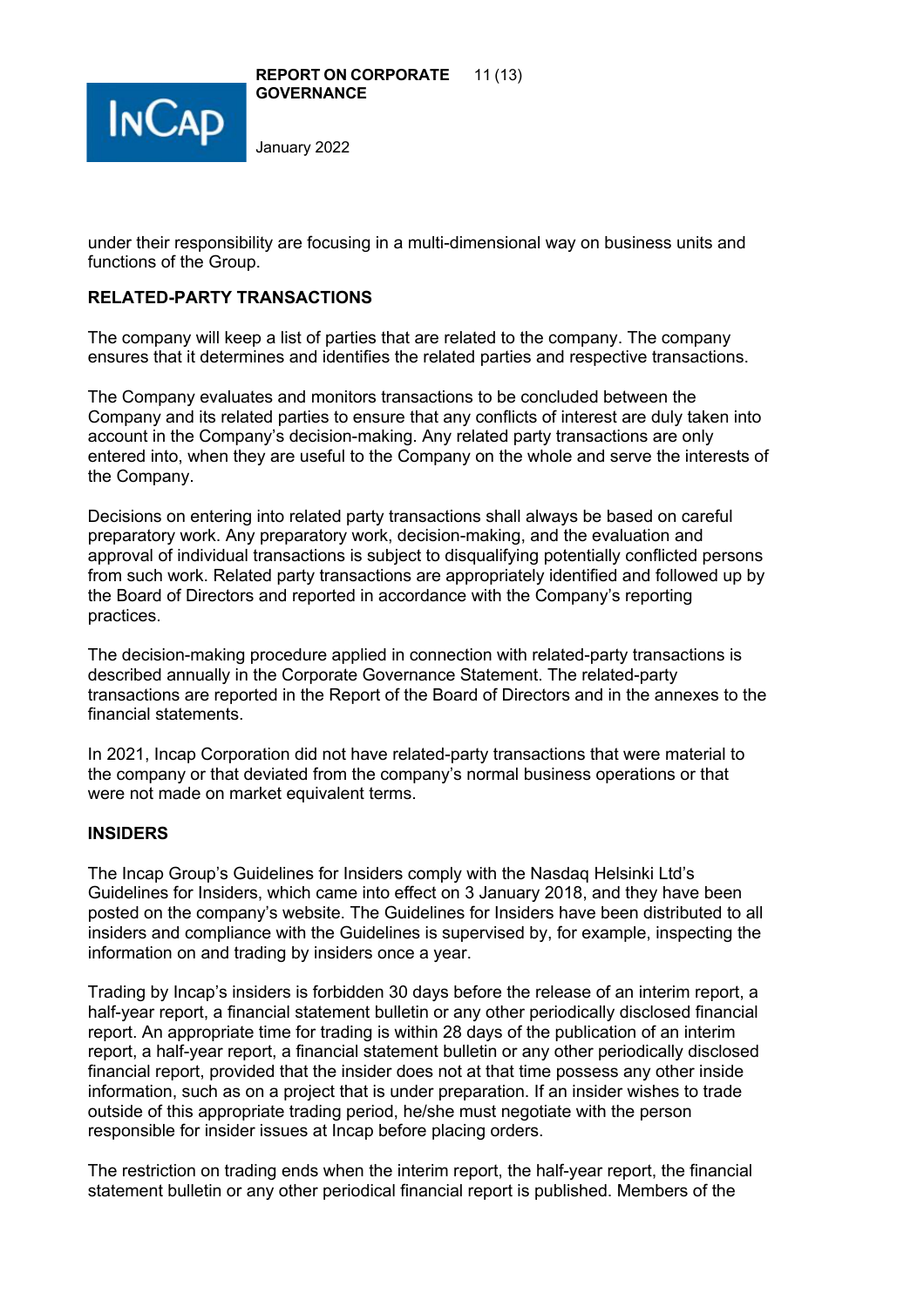under their responsibility are focusing in a multi-dimensional way on business units and functions of the Group.

## RELATED-PARTY TRANSACTIONS

The company will keep a list of parties that are related to the company. The company ensures that it determines and identifies the related parties and respective transactions.

The Company evaluates and monitors transactions to be concluded between the Company and its related parties to ensure that any conflicts of interest are duly taken into account in the Company's decision-making. Any related party transactions are only entered into, when they are useful to the Company on the whole and serve the interests of the Company.

Decisions on entering into related party transactions shall always be based on careful preparatory work. Any preparatory work, decision-making, and the evaluation and approval of individual transactions is subject to disqualifying potentially conflicted persons from such work. Related party transactions are appropriately identified and followed up by the Board of Directors and reported in accordance with the Company's reporting practices.

The decision-making procedure applied in connection with related-party transactions is described annually in the Corporate Governance Statement. The related-party transactions are reported in the Report of the Board of Directors and in the annexes to the financial statements.

In 2021, Incap Corporation did not have related-party transactions that were material to the company or that deviated from the company's normal business operations or that were not made on market equivalent terms.

## INSIDERS

The Incap Group's Guidelines for Insiders comply with the Nasdaq Helsinki Ltd's Guidelines for Insiders, which came into effect on 3 January 2018, and they have been posted on the company's website. The Guidelines for Insiders have been distributed to all insiders and compliance with the Guidelines is supervised by, for example, inspecting the information on and trading by insiders once a year.

Trading by Incap's insiders is forbidden 30 days before the release of an interim report, a half-year report, a financial statement bulletin or any other periodically disclosed financial report. An appropriate time for trading is within 28 days of the publication of an interim report, a half-year report, a financial statement bulletin or any other periodically disclosed financial report, provided that the insider does not at that time possess any other inside information, such as on a project that is under preparation. If an insider wishes to trade outside of this appropriate trading period, he/she must negotiate with the person responsible for insider issues at Incap before placing orders.

The restriction on trading ends when the interim report, the half-year report, the financial statement bulletin or any other periodical financial report is published. Members of the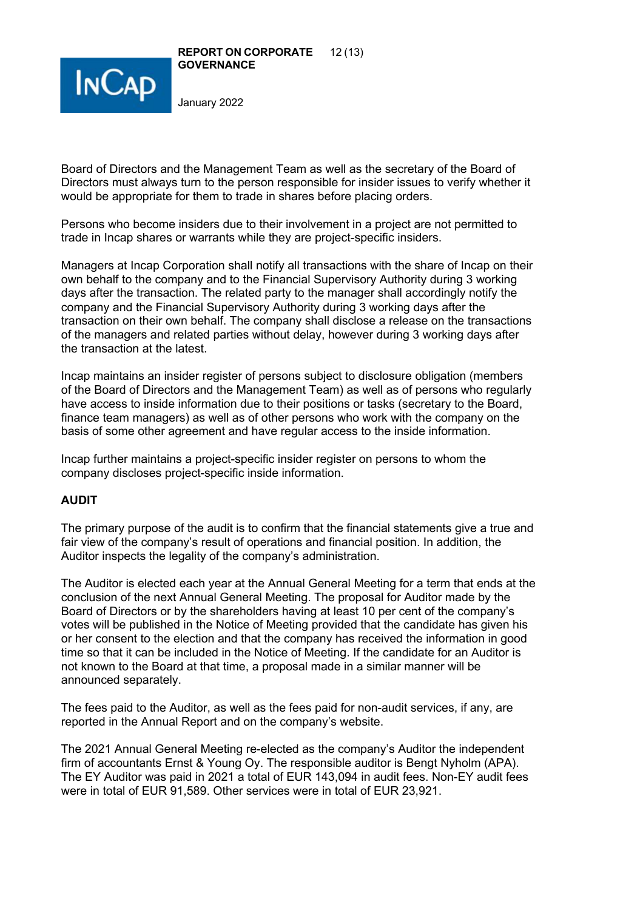Board of Directors and the Management Team as well as the secretary of the Board of Directors must always turn to the person responsible for insider issues to verify whether it would be appropriate for them to trade in shares before placing orders.

Persons who become insiders due to their involvement in a project are not permitted to trade in Incap shares or warrants while they are project-specific insiders.

Managers at Incap Corporation shall notify all transactions with the share of Incap on their own behalf to the company and to the Financial Supervisory Authority during 3 working days after the transaction. The related party to the manager shall accordingly notify the company and the Financial Supervisory Authority during 3 working days after the transaction on their own behalf. The company shall disclose a release on the transactions of the managers and related parties without delay, however during 3 working days after the transaction at the latest.

Incap maintains an insider register of persons subject to disclosure obligation (members of the Board of Directors and the Management Team) as well as of persons who regularly have access to inside information due to their positions or tasks (secretary to the Board, finance team managers) as well as of other persons who work with the company on the basis of some other agreement and have regular access to the inside information.

Incap further maintains a project-specific insider register on persons to whom the company discloses project-specific inside information.

## AUDIT

The primary purpose of the audit is to confirm that the financial statements give a true and fair view of the company's result of operations and financial position. In addition, the Auditor inspects the legality of the company's administration.

The Auditor is elected each year at the Annual General Meeting for a term that ends at the conclusion of the next Annual General Meeting. The proposal for Auditor made by the Board of Directors or by the shareholders having at least 10 per cent of the company's votes will be published in the Notice of Meeting provided that the candidate has given his or her consent to the election and that the company has received the information in good time so that it can be included in the Notice of Meeting. If the candidate for an Auditor is not known to the Board at that time, a proposal made in a similar manner will be announced separately.

The fees paid to the Auditor, as well as the fees paid for non-audit services, if any, are reported in the Annual Report and on the company's website.

The 2021 Annual General Meeting re-elected as the company's Auditor the independent firm of accountants Ernst & Young Oy. The responsible auditor is Bengt Nyholm (APA). The EY Auditor was paid in 2021 a total of EUR 143,094 in audit fees. Non-EY audit fees were in total of EUR 91,589. Other services were in total of EUR 23,921.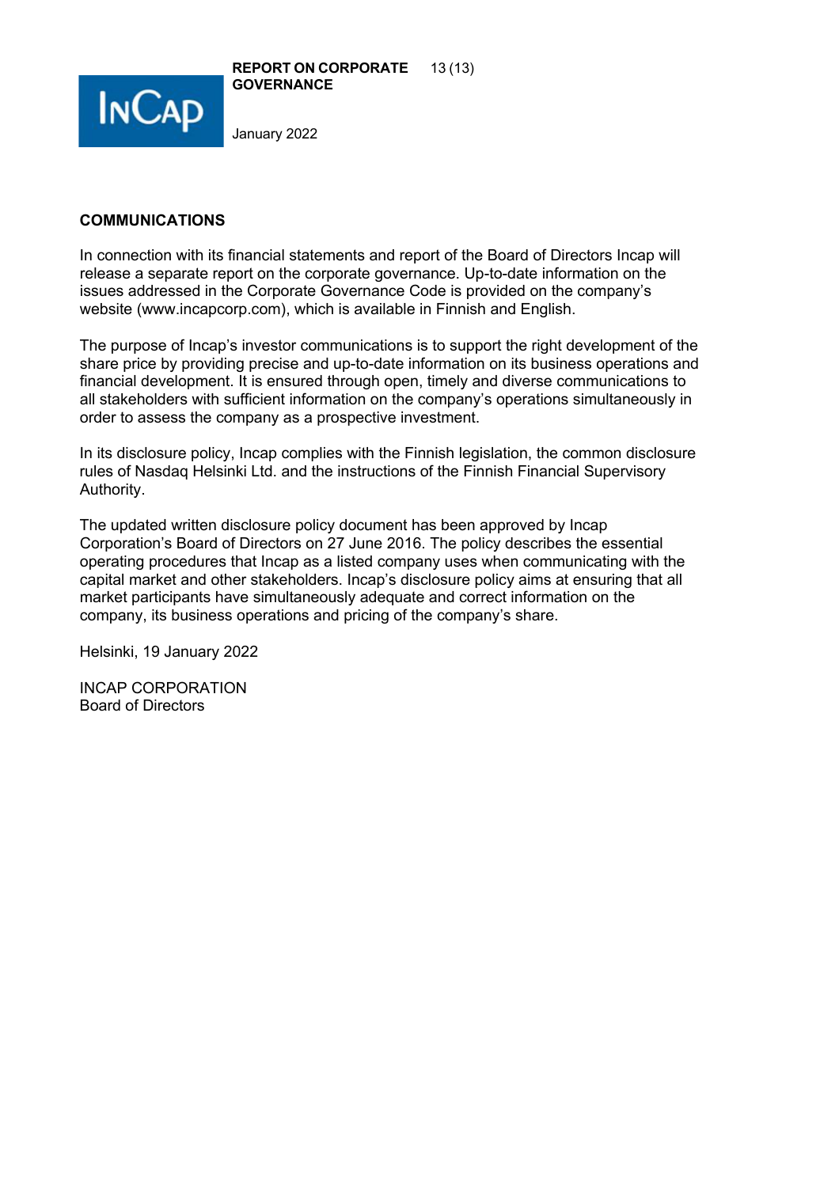## COMMUNICATIONS

In connection with its financial statements and report of the Board of Directors Incap will release a separate report on the corporate governance. Up-to-date information on the issues addressed in the Corporate Governance Code is provided on the company's website (www.incapcorp.com), which is available in Finnish and English.

The purpose of Incap's investor communications is to support the right development of the share price by providing precise and up-to-date information on its business operations and financial development. It is ensured through open, timely and diverse communications to all stakeholders with sufficient information on the company's operations simultaneously in order to assess the company as a prospective investment.

In its disclosure policy, Incap complies with the Finnish legislation, the common disclosure rules of Nasdaq Helsinki Ltd. and the instructions of the Finnish Financial Supervisory Authority.

The updated written disclosure policy document has been approved by Incap Corporation's Board of Directors on 27 June 2016. The policy describes the essential operating procedures that Incap as a listed company uses when communicating with the capital market and other stakeholders. Incap's disclosure policy aims at ensuring that all market participants have simultaneously adequate and correct information on the company, its business operations and pricing of the company's share.

Helsinki, 19 January 2022

INCAP CORPORATION
Board of Directors